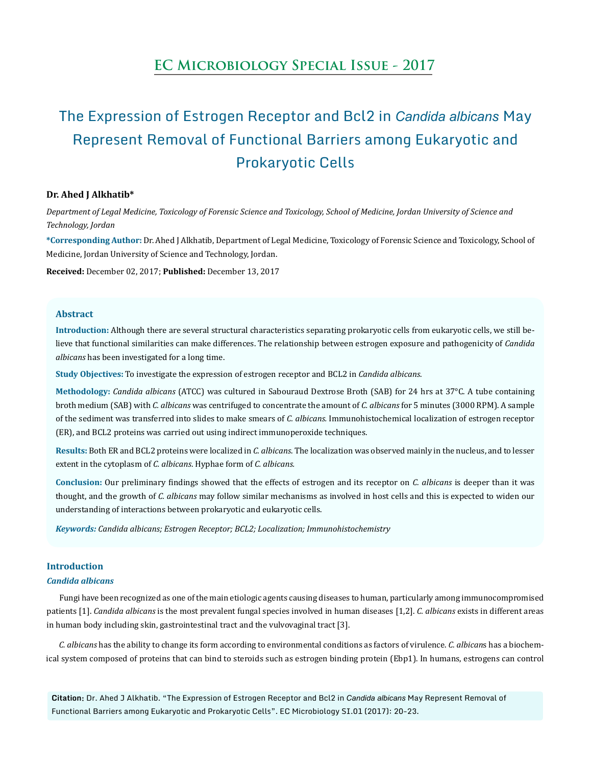# EC Microbiology Special Issue - 2017

## The Expression of Estrogen Receptor and Bcl2 in *Candida albicans* May Represent Removal of Functional Barriers among Eukaryotic and Prokaryotic Cells

**Dr. Ahed J Alkhatib***

*Department of Legal Medicine, Toxicology of Forensic Science and Toxicology, School of Medicine, Jordan University of Science and Technology, Jordan*

**\*Corresponding Author:** Dr. Ahed J Alkhatib, Department of Legal Medicine, Toxicology of Forensic Science and Toxicology, School of Medicine, Jordan University of Science and Technology, Jordan.

**Received:** December 02, 2017; **Published:** December 13, 2017

### Abstract

**Introduction:** Although there are several structural characteristics separating prokaryotic cells from eukaryotic cells, we still believe that functional similarities can make differences. The relationship between estrogen exposure and pathogenicity of *Candida albicans* has been investigated for a long time.

**Study Objectives:** To investigate the expression of estrogen receptor and BCL2 in *Candida albicans*.

**Methodology:** *Candida albicans* (ATCC) was cultured in Sabouraud Dextrose Broth (SAB) for 24 hrs at 37°C. A tube containing broth medium (SAB) with *C. albicans* was centrifuged to concentrate the amount of *C. albicans* for 5 minutes (3000 RPM). A sample of the sediment was transferred into slides to make smears of *C. albicans*. Immunohistochemical localization of estrogen receptor (ER), and BCL2 proteins was carried out using indirect immunoperoxide techniques.

**Results:** Both ER and BCL2 proteins were localized in *C. albicans*. The localization was observed mainly in the nucleus, and to lesser extent in the cytoplasm of *C. albicans*. Hyphae form of *C. albicans*.

**Conclusion:** Our preliminary findings showed that the effects of estrogen and its receptor on *C. albicans* is deeper than it was thought, and the growth of *C. albicans* may follow similar mechanisms as involved in host cells and this is expected to widen our understanding of interactions between prokaryotic and eukaryotic cells.

***Keywords:*** *Candida albicans; Estrogen Receptor; BCL2; Localization; Immunohistochemistry*

### Introduction

#### *Candida albicans*

Fungi have been recognized as one of the main etiologic agents causing diseases to human, particularly among immunocompromised patients [1]. *Candida albicans* is the most prevalent fungal species involved in human diseases [1,2]. *C. albicans* exists in different areas in human body including skin, gastrointestinal tract and the vulvovaginal tract [3].

*C. albicans* has the ability to change its form according to environmental conditions as factors of virulence. *C. albicans* has a biochemical system composed of proteins that can bind to steroids such as estrogen binding protein (Ebp1). In humans, estrogens can control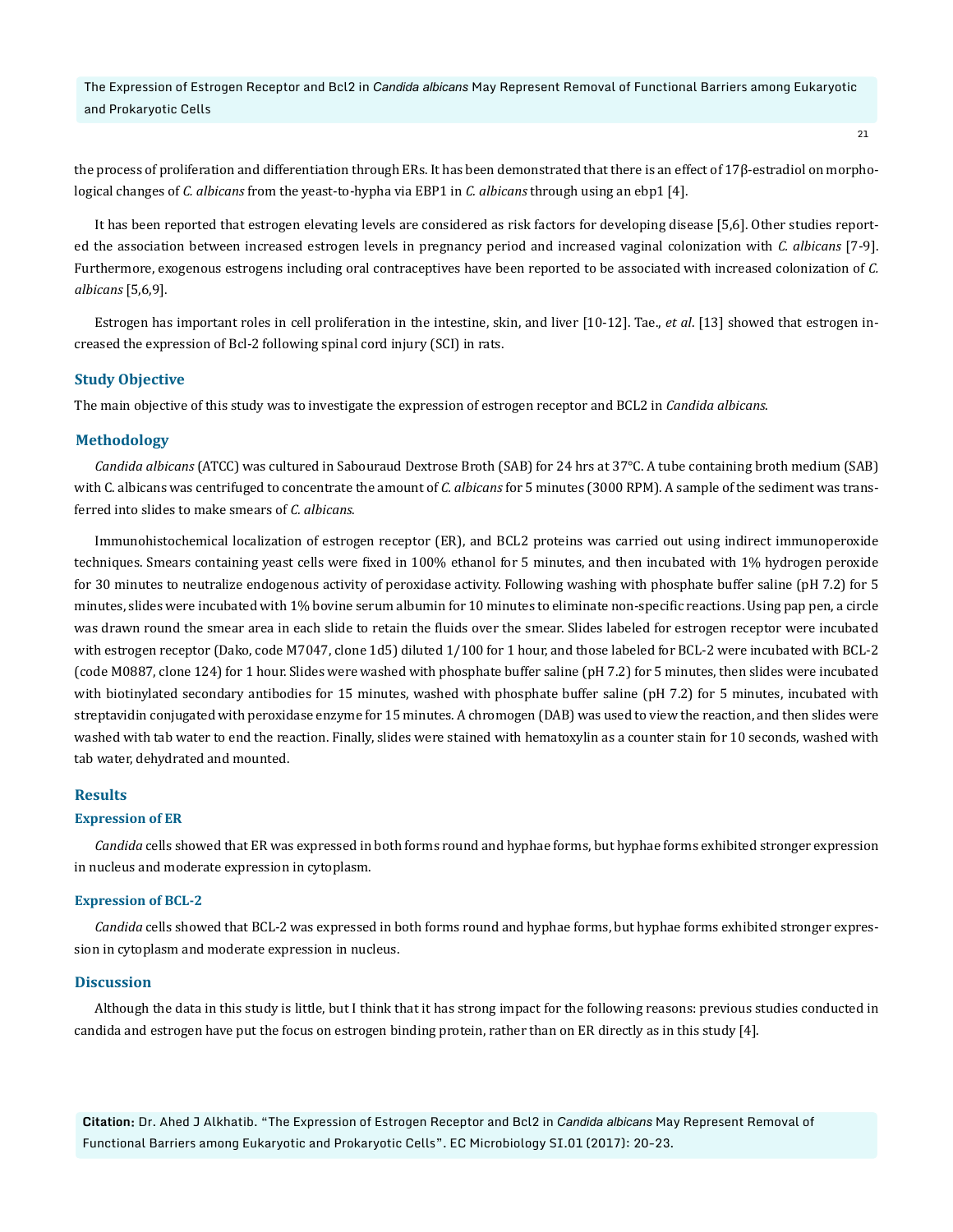the process of proliferation and differentiation through ERs. It has been demonstrated that there is an effect of 17β-estradiol on morphological changes of *C. albicans* from the yeast-to-hypha via EBP1 in *C. albicans* through using an ebp1 [4].

It has been reported that estrogen elevating levels are considered as risk factors for developing disease [5,6]. Other studies reported the association between increased estrogen levels in pregnancy period and increased vaginal colonization with *C. albicans* [7-9]. Furthermore, exogenous estrogens including oral contraceptives have been reported to be associated with increased colonization of *C. albicans* [5,6,9].

Estrogen has important roles in cell proliferation in the intestine, skin, and liver [10-12]. Tae., *et al*. [13] showed that estrogen increased the expression of Bcl-2 following spinal cord injury (SCI) in rats.

## Study Objective

The main objective of this study was to investigate the expression of estrogen receptor and BCL2 in *Candida albicans*.

## Methodology

*Candida albicans* (ATCC) was cultured in Sabouraud Dextrose Broth (SAB) for 24 hrs at 37°C. A tube containing broth medium (SAB) with C. albicans was centrifuged to concentrate the amount of *C. albicans* for 5 minutes (3000 RPM). A sample of the sediment was transferred into slides to make smears of *C. albicans*.

Immunohistochemical localization of estrogen receptor (ER), and BCL2 proteins was carried out using indirect immunoperoxide techniques. Smears containing yeast cells were fixed in 100% ethanol for 5 minutes, and then incubated with 1% hydrogen peroxide for 30 minutes to neutralize endogenous activity of peroxidase activity. Following washing with phosphate buffer saline (pH 7.2) for 5 minutes, slides were incubated with 1% bovine serum albumin for 10 minutes to eliminate non-specific reactions. Using pap pen, a circle was drawn round the smear area in each slide to retain the fluids over the smear. Slides labeled for estrogen receptor were incubated with estrogen receptor (Dako, code M7047, clone 1d5) diluted 1/100 for 1 hour, and those labeled for BCL-2 were incubated with BCL-2 (code M0887, clone 124) for 1 hour. Slides were washed with phosphate buffer saline (pH 7.2) for 5 minutes, then slides were incubated with biotinylated secondary antibodies for 15 minutes, washed with phosphate buffer saline (pH 7.2) for 5 minutes, incubated with streptavidin conjugated with peroxidase enzyme for 15 minutes. A chromogen (DAB) was used to view the reaction, and then slides were washed with tab water to end the reaction. Finally, slides were stained with hematoxylin as a counter stain for 10 seconds, washed with tab water, dehydrated and mounted.

## Results

### Expression of ER

*Candida* cells showed that ER was expressed in both forms round and hyphae forms, but hyphae forms exhibited stronger expression in nucleus and moderate expression in cytoplasm.

### Expression of BCL-2

*Candida* cells showed that BCL-2 was expressed in both forms round and hyphae forms, but hyphae forms exhibited stronger expression in cytoplasm and moderate expression in nucleus.

## Discussion

Although the data in this study is little, but I think that it has strong impact for the following reasons: previous studies conducted in candida and estrogen have put the focus on estrogen binding protein, rather than on ER directly as in this study [4].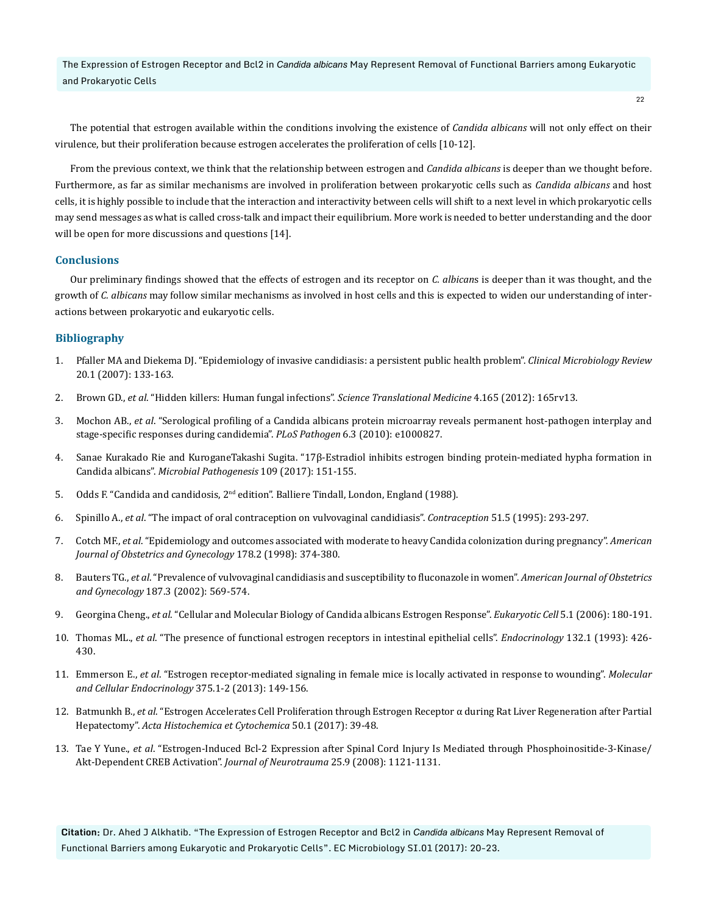The potential that estrogen available within the conditions involving the existence of *Candida albicans* will not only effect on their virulence, but their proliferation because estrogen accelerates the proliferation of cells [10-12].

From the previous context, we think that the relationship between estrogen and *Candida albicans* is deeper than we thought before. Furthermore, as far as similar mechanisms are involved in proliferation between prokaryotic cells such as *Candida albicans* and host cells, it is highly possible to include that the interaction and interactivity between cells will shift to a next level in which prokaryotic cells may send messages as what is called cross-talk and impact their equilibrium. More work is needed to better understanding and the door will be open for more discussions and questions [14].

## Conclusions

Our preliminary findings showed that the effects of estrogen and its receptor on *C. albican*s is deeper than it was thought, and the growth of *C. albicans* may follow similar mechanisms as involved in host cells and this is expected to widen our understanding of interactions between prokaryotic and eukaryotic cells.

## Bibliography

1. Pfaller MA and Diekema DJ. "Epidemiology of invasive candidiasis: a persistent public health problem". *Clinical Microbiology Review* 20.1 (2007): 133-163.
2. Brown GD., *et al*. "Hidden killers: Human fungal infections". *Science Translational Medicine* 4.165 (2012): 165rv13.
3. Mochon AB., *et al*. "Serological profiling of a Candida albicans protein microarray reveals permanent host-pathogen interplay and stage-specific responses during candidemia". *PLoS Pathogen* 6.3 (2010): e1000827.
4. Sanae Kurakado Rie and KuroganeTakashi Sugita. "17β-Estradiol inhibits estrogen binding protein-mediated hypha formation in Candida albicans". *Microbial Pathogenesis* 109 (2017): 151-155.
5. Odds F. "Candida and candidosis, 2nd edition". Balliere Tindall, London, England (1988).
6. Spinillo A., *et al*. "The impact of oral contraception on vulvovaginal candidiasis". *Contraception* 51.5 (1995): 293-297.
7. Cotch MF., *et al*. "Epidemiology and outcomes associated with moderate to heavy Candida colonization during pregnancy". *American Journal of Obstetrics and Gynecology* 178.2 (1998): 374-380.
8. Bauters TG., *et al*. "Prevalence of vulvovaginal candidiasis and susceptibility to fluconazole in women". *American Journal of Obstetrics and Gynecology* 187.3 (2002): 569-574.
9. Georgina Cheng., *et al*. "Cellular and Molecular Biology of Candida albicans Estrogen Response". *Eukaryotic Cell* 5.1 (2006): 180-191.
10. Thomas ML., *et al*. "The presence of functional estrogen receptors in intestinal epithelial cells". *Endocrinology* 132.1 (1993): 426-430.
11. Emmerson E., *et al*. "Estrogen receptor-mediated signaling in female mice is locally activated in response to wounding". *Molecular and Cellular Endocrinology* 375.1-2 (2013): 149-156.
12. Batmunkh B., *et al*. "Estrogen Accelerates Cell Proliferation through Estrogen Receptor α during Rat Liver Regeneration after Partial Hepatectomy". *Acta Histochemica et Cytochemica* 50.1 (2017): 39-48.
13. Tae Y Yune., *et al*. "Estrogen-Induced Bcl-2 Expression after Spinal Cord Injury Is Mediated through Phosphoinositide-3-Kinase/Akt-Dependent CREB Activation". *Journal of Neurotrauma* 25.9 (2008): 1121-1131.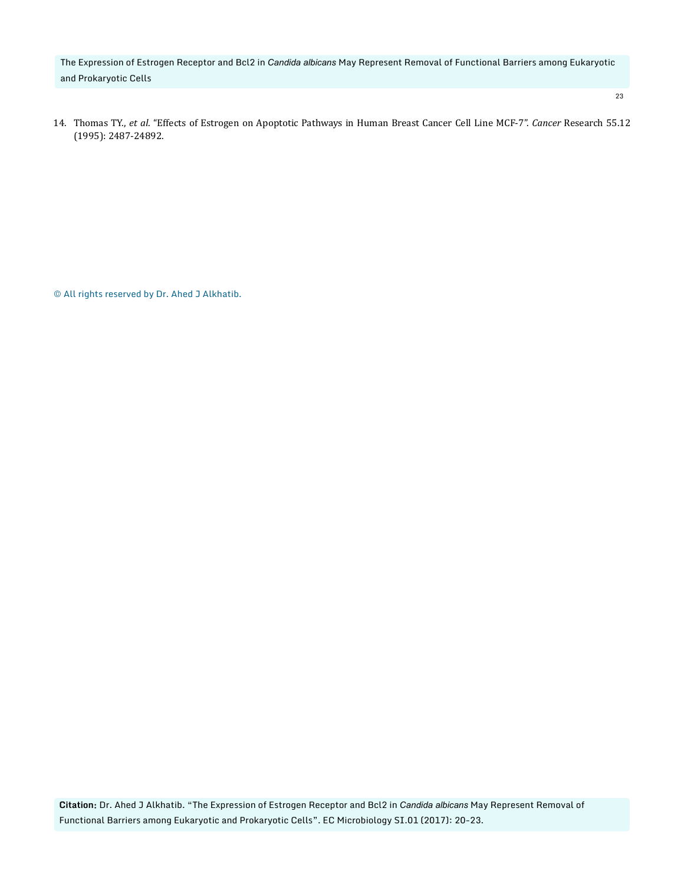14. Thomas TY., *et al*. "Effects of Estrogen on Apoptotic Pathways in Human Breast Cancer Cell Line MCF-7". *Cancer* Research 55.12 (1995): 2487-24892.

© All rights reserved by Dr. Ahed J Alkhatib.